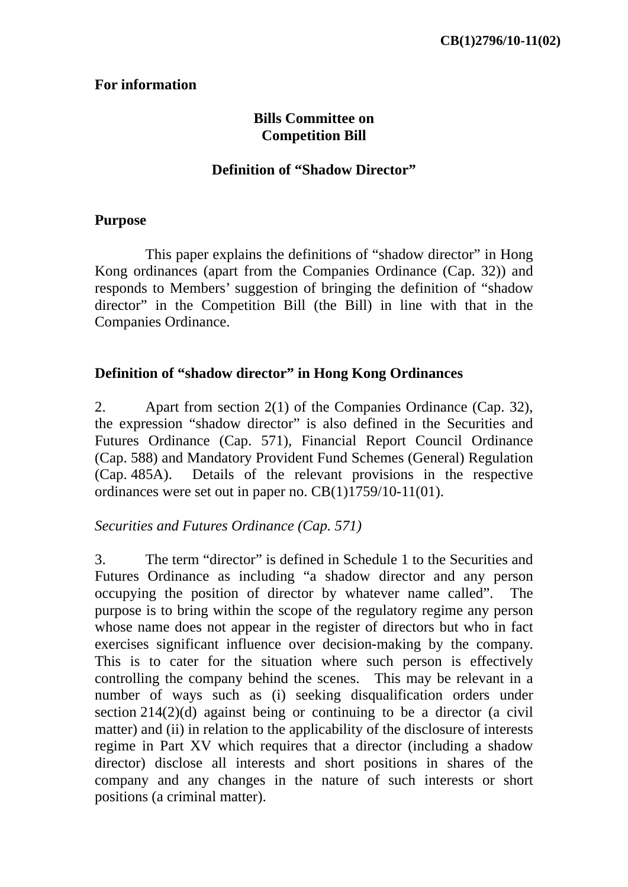**CB(1)2796/10-11(02)**

**For information**

**Bills Committee on**
**Competition Bill**

**Definition of "Shadow Director"**

## Purpose

This paper explains the definitions of "shadow director" in Hong Kong ordinances (apart from the Companies Ordinance (Cap. 32)) and responds to Members' suggestion of bringing the definition of "shadow director" in the Competition Bill (the Bill) in line with that in the Companies Ordinance.

## Definition of "shadow director" in Hong Kong Ordinances

2. Apart from section 2(1) of the Companies Ordinance (Cap. 32), the expression "shadow director" is also defined in the Securities and Futures Ordinance (Cap. 571), Financial Report Council Ordinance (Cap. 588) and Mandatory Provident Fund Schemes (General) Regulation (Cap. 485A). Details of the relevant provisions in the respective ordinances were set out in paper no. CB(1)1759/10-11(01).

*Securities and Futures Ordinance (Cap. 571)*

3. The term "director" is defined in Schedule 1 to the Securities and Futures Ordinance as including "a shadow director and any person occupying the position of director by whatever name called". The purpose is to bring within the scope of the regulatory regime any person whose name does not appear in the register of directors but who in fact exercises significant influence over decision-making by the company. This is to cater for the situation where such person is effectively controlling the company behind the scenes. This may be relevant in a number of ways such as (i) seeking disqualification orders under section 214(2)(d) against being or continuing to be a director (a civil matter) and (ii) in relation to the applicability of the disclosure of interests regime in Part XV which requires that a director (including a shadow director) disclose all interests and short positions in shares of the company and any changes in the nature of such interests or short positions (a criminal matter).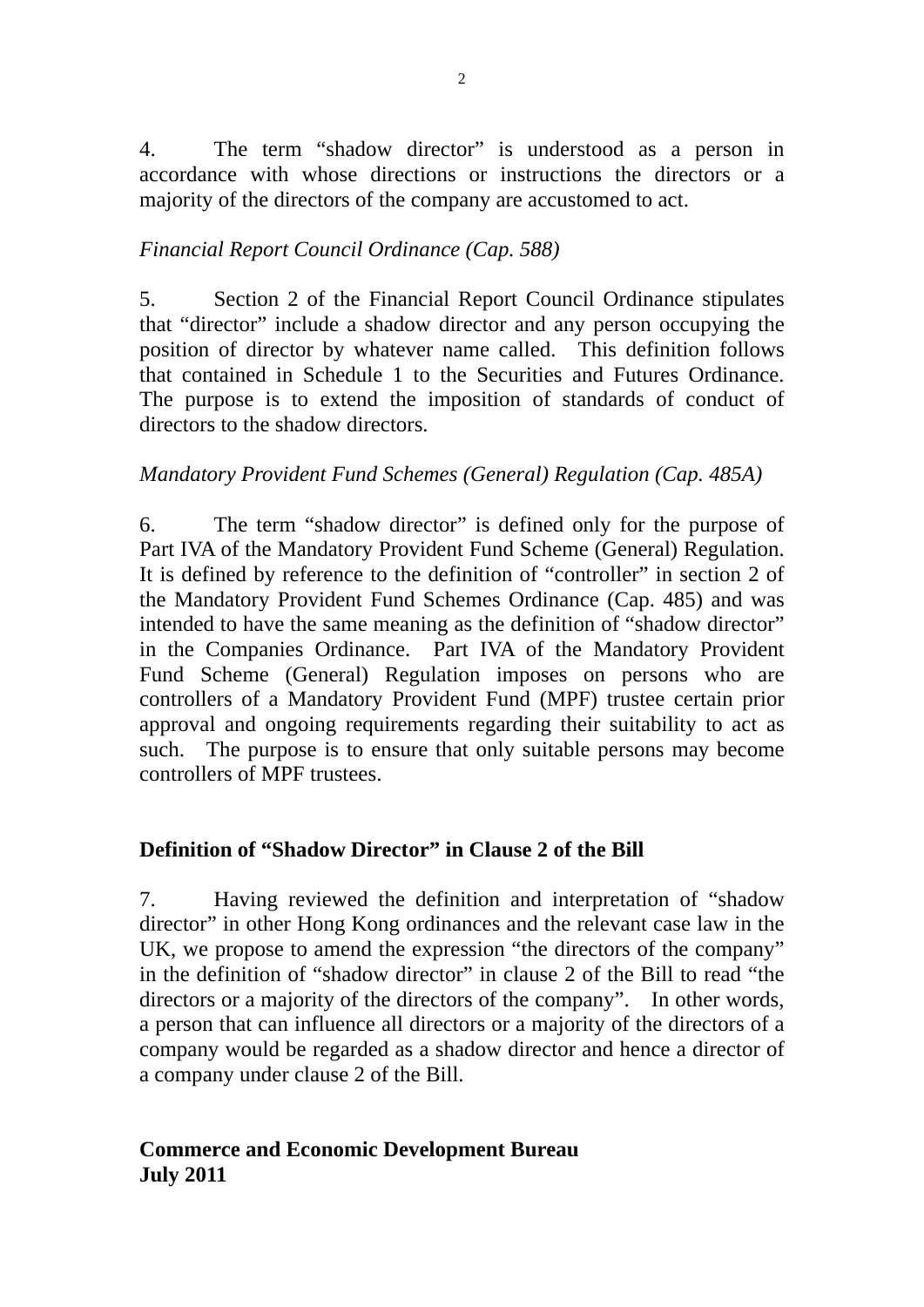4. The term "shadow director" is understood as a person in accordance with whose directions or instructions the directors or a majority of the directors of the company are accustomed to act.

*Financial Report Council Ordinance (Cap. 588)*

5. Section 2 of the Financial Report Council Ordinance stipulates that "director" include a shadow director and any person occupying the position of director by whatever name called. This definition follows that contained in Schedule 1 to the Securities and Futures Ordinance. The purpose is to extend the imposition of standards of conduct of directors to the shadow directors.

*Mandatory Provident Fund Schemes (General) Regulation (Cap. 485A)*

6. The term "shadow director" is defined only for the purpose of Part IVA of the Mandatory Provident Fund Scheme (General) Regulation. It is defined by reference to the definition of "controller" in section 2 of the Mandatory Provident Fund Schemes Ordinance (Cap. 485) and was intended to have the same meaning as the definition of "shadow director" in the Companies Ordinance. Part IVA of the Mandatory Provident Fund Scheme (General) Regulation imposes on persons who are controllers of a Mandatory Provident Fund (MPF) trustee certain prior approval and ongoing requirements regarding their suitability to act as such. The purpose is to ensure that only suitable persons may become controllers of MPF trustees.

**Definition of "Shadow Director" in Clause 2 of the Bill**

7. Having reviewed the definition and interpretation of "shadow director" in other Hong Kong ordinances and the relevant case law in the UK, we propose to amend the expression "the directors of the company" in the definition of "shadow director" in clause 2 of the Bill to read "the directors or a majority of the directors of the company". In other words, a person that can influence all directors or a majority of the directors of a company would be regarded as a shadow director and hence a director of a company under clause 2 of the Bill.

**Commerce and Economic Development Bureau**
**July 2011**